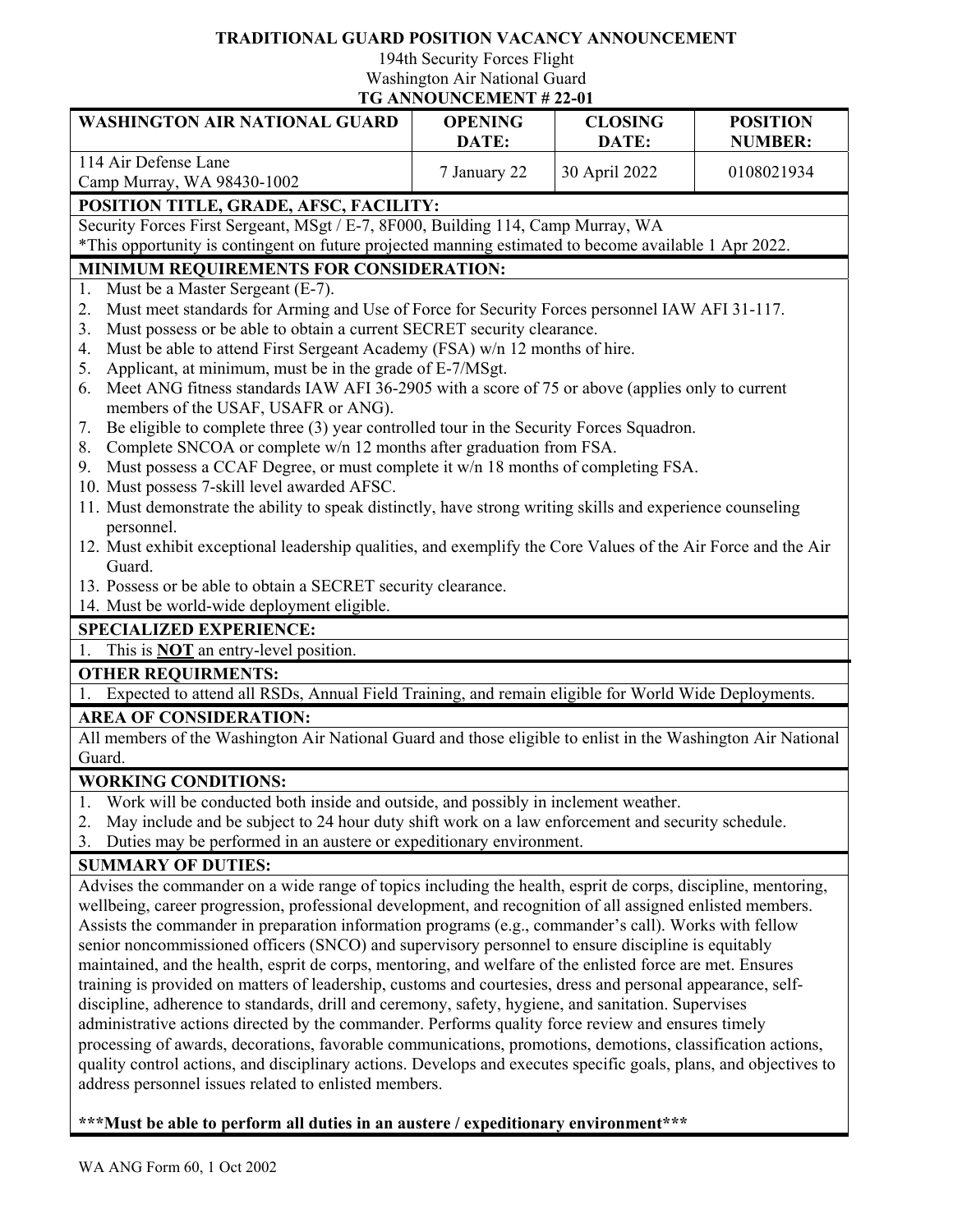# TRADITIONAL GUARD POSITION VACANCY ANNOUNCEMENT

194th Security Forces Flight
Washington Air National Guard
**TG ANNOUNCEMENT # 22-01**

| WASHINGTON AIR NATIONAL GUARD | OPENING DATE: | CLOSING DATE: | POSITION NUMBER: |
|---|---|---|---|
| 114 Air Defense Lane<br>Camp Murray, WA 98430-1002 | 7 January 22 | 30 April 2022 | 0108021934 |

## POSITION TITLE, GRADE, AFSC, FACILITY:

Security Forces First Sergeant, MSgt / E-7, 8F000, Building 114, Camp Murray, WA
*This opportunity is contingent on future projected manning estimated to become available 1 Apr 2022.

## MINIMUM REQUIREMENTS FOR CONSIDERATION:

1. Must be a Master Sergeant (E-7).
2. Must meet standards for Arming and Use of Force for Security Forces personnel IAW AFI 31-117.
3. Must possess or be able to obtain a current SECRET security clearance.
4. Must be able to attend First Sergeant Academy (FSA) w/n 12 months of hire.
5. Applicant, at minimum, must be in the grade of E-7/MSgt.
6. Meet ANG fitness standards IAW AFI 36-2905 with a score of 75 or above (applies only to current members of the USAF, USAFR or ANG).
7. Be eligible to complete three (3) year controlled tour in the Security Forces Squadron.
8. Complete SNCOA or complete w/n 12 months after graduation from FSA.
9. Must possess a CCAF Degree, or must complete it w/n 18 months of completing FSA.
10. Must possess 7-skill level awarded AFSC.
11. Must demonstrate the ability to speak distinctly, have strong writing skills and experience counseling personnel.
12. Must exhibit exceptional leadership qualities, and exemplify the Core Values of the Air Force and the Air Guard.
13. Possess or be able to obtain a SECRET security clearance.
14. Must be world-wide deployment eligible.

## SPECIALIZED EXPERIENCE:

1. This is **NOT** an entry-level position.

## OTHER REQUIRMENTS:

1. Expected to attend all RSDs, Annual Field Training, and remain eligible for World Wide Deployments.

## AREA OF CONSIDERATION:

All members of the Washington Air National Guard and those eligible to enlist in the Washington Air National Guard.

## WORKING CONDITIONS:

1. Work will be conducted both inside and outside, and possibly in inclement weather.
2. May include and be subject to 24 hour duty shift work on a law enforcement and security schedule.
3. Duties may be performed in an austere or expeditionary environment.

## SUMMARY OF DUTIES:

Advises the commander on a wide range of topics including the health, esprit de corps, discipline, mentoring, wellbeing, career progression, professional development, and recognition of all assigned enlisted members. Assists the commander in preparation information programs (e.g., commander's call). Works with fellow senior noncommissioned officers (SNCO) and supervisory personnel to ensure discipline is equitably maintained, and the health, esprit de corps, mentoring, and welfare of the enlisted force are met. Ensures training is provided on matters of leadership, customs and courtesies, dress and personal appearance, self-discipline, adherence to standards, drill and ceremony, safety, hygiene, and sanitation. Supervises administrative actions directed by the commander. Performs quality force review and ensures timely processing of awards, decorations, favorable communications, promotions, demotions, classification actions, quality control actions, and disciplinary actions. Develops and executes specific goals, plans, and objectives to address personnel issues related to enlisted members.

**\*\*\*Must be able to perform all duties in an austere / expeditionary environment\*\*\***

WA ANG Form 60, 1 Oct 2002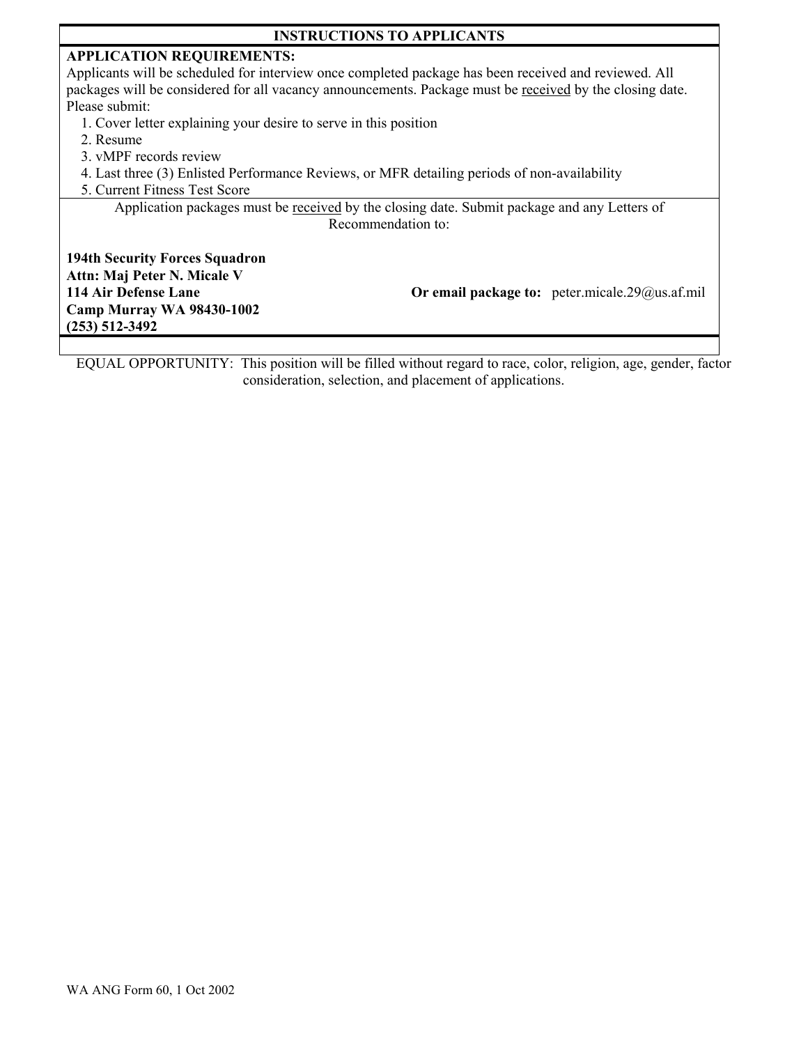## INSTRUCTIONS TO APPLICANTS

**APPLICATION REQUIREMENTS:**

Applicants will be scheduled for interview once completed package has been received and reviewed. All packages will be considered for all vacancy announcements. Package must be received by the closing date. Please submit:

1. Cover letter explaining your desire to serve in this position
2. Resume
3. vMPF records review
4. Last three (3) Enlisted Performance Reviews, or MFR detailing periods of non-availability
5. Current Fitness Test Score

Application packages must be received by the closing date. Submit package and any Letters of Recommendation to:

**194th Security Forces Squadron**
**Attn: Maj Peter N. Micale V**
**114 Air Defense Lane**
**Camp Murray WA 98430-1002**
**(253) 512-3492**

**Or email package to:** peter.micale.29@us.af.mil

EQUAL OPPORTUNITY: This position will be filled without regard to race, color, religion, age, gender, factor consideration, selection, and placement of applications.

WA ANG Form 60, 1 Oct 2002